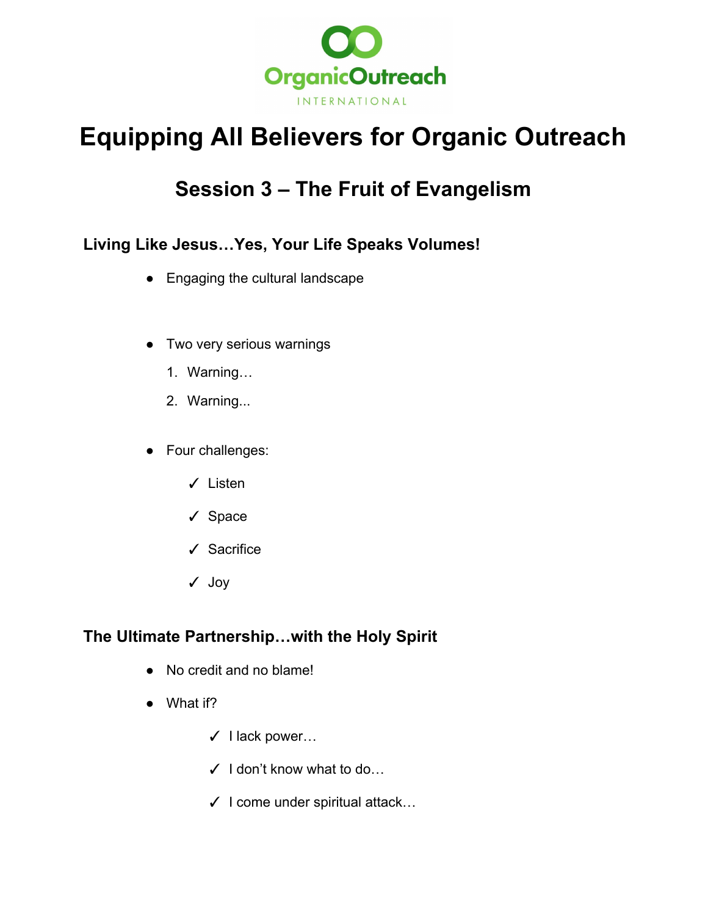OrganicOutreach
INTERNATIONAL

# Equipping All Believers for Organic Outreach

## Session 3 – The Fruit of Evangelism

### Living Like Jesus…Yes, Your Life Speaks Volumes!

- Engaging the cultural landscape

- Two very serious warnings
  1. Warning…
  2. Warning...

- Four challenges:
  - ✓ Listen
  - ✓ Space
  - ✓ Sacrifice
  - ✓ Joy

### The Ultimate Partnership…with the Holy Spirit

- No credit and no blame!
- What if?
  - ✓ I lack power…
  - ✓ I don't know what to do…
  - ✓ I come under spiritual attack…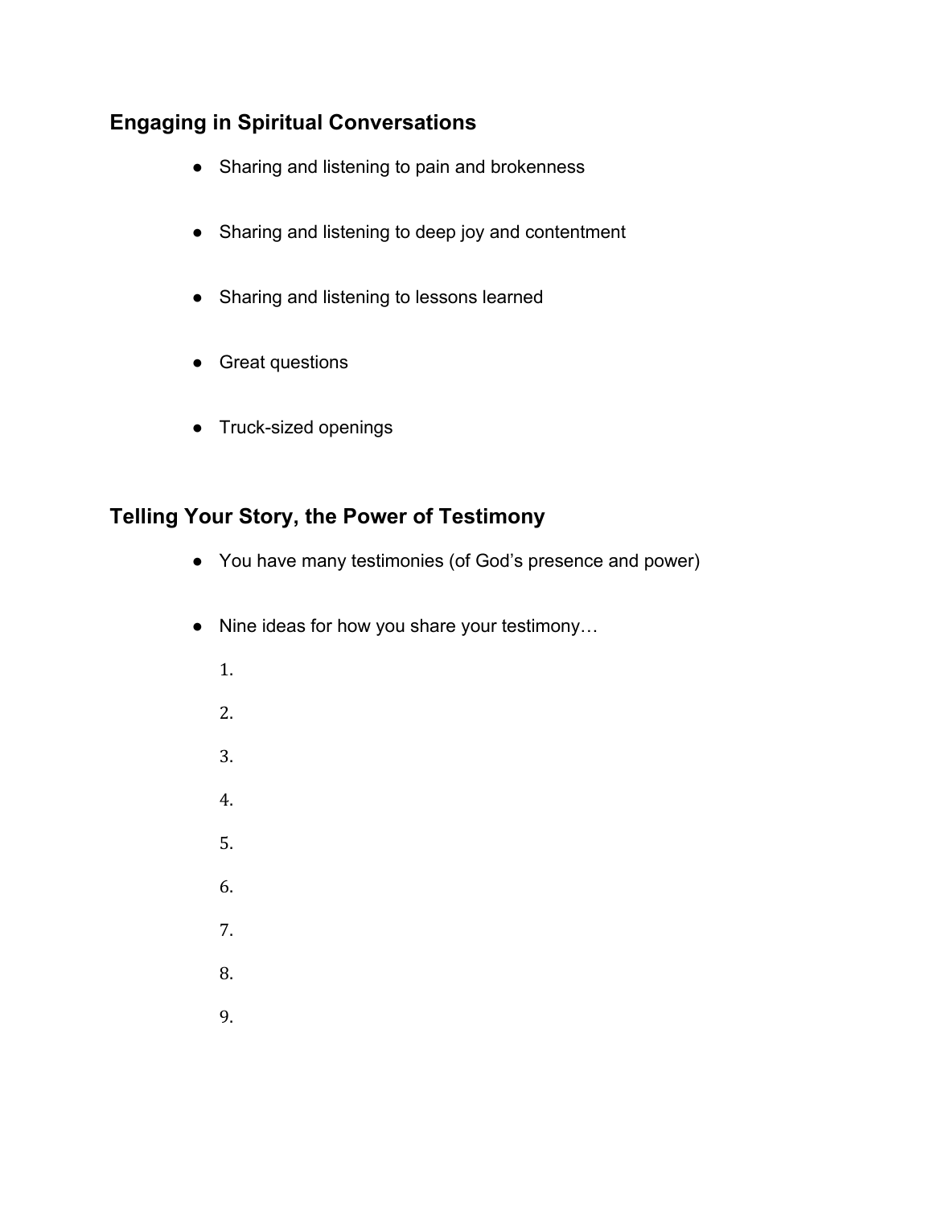## Engaging in Spiritual Conversations

- Sharing and listening to pain and brokenness
- Sharing and listening to deep joy and contentment
- Sharing and listening to lessons learned
- Great questions
- Truck-sized openings

## Telling Your Story, the Power of Testimony

- You have many testimonies (of God's presence and power)
- Nine ideas for how you share your testimony…

1.
2.
3.
4.
5.
6.
7.
8.
9.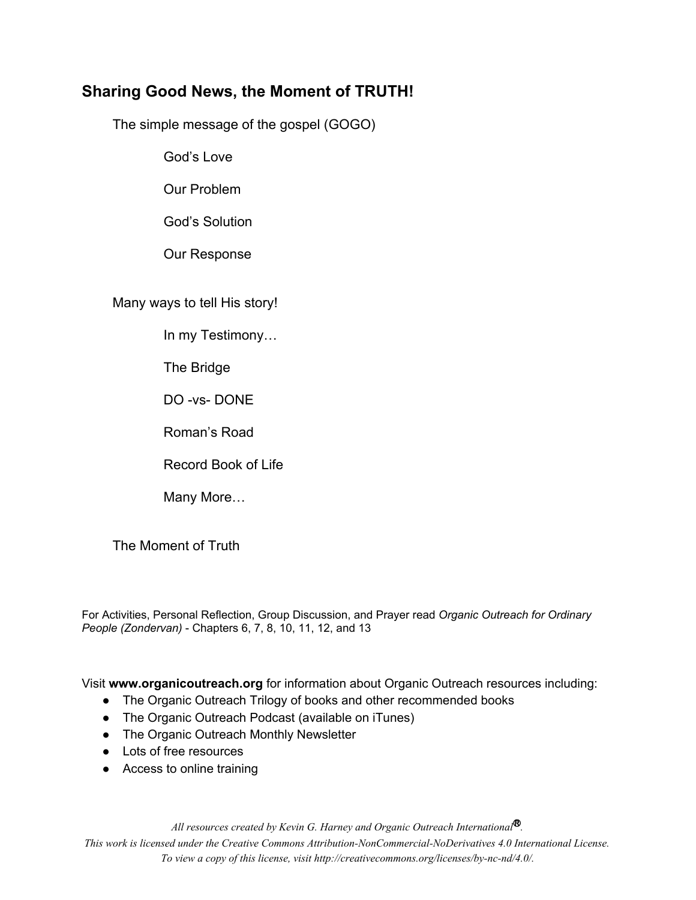## Sharing Good News, the Moment of TRUTH!

The simple message of the gospel (GOGO)

> God's Love
>
> Our Problem
>
> God's Solution
>
> Our Response

Many ways to tell His story!

> In my Testimony…
>
> The Bridge
>
> DO -vs- DONE
>
> Roman's Road
>
> Record Book of Life
>
> Many More…

The Moment of Truth

For Activities, Personal Reflection, Group Discussion, and Prayer read *Organic Outreach for Ordinary People (Zondervan)* - Chapters 6, 7, 8, 10, 11, 12, and 13

Visit **www.organicoutreach.org** for information about Organic Outreach resources including:

- The Organic Outreach Trilogy of books and other recommended books
- The Organic Outreach Podcast (available on iTunes)
- The Organic Outreach Monthly Newsletter
- Lots of free resources
- Access to online training

*All resources created by Kevin G. Harney and Organic Outreach International®.*
*This work is licensed under the Creative Commons Attribution-NonCommercial-NoDerivatives 4.0 International License.*
*To view a copy of this license, visit http://creativecommons.org/licenses/by-nc-nd/4.0/.*